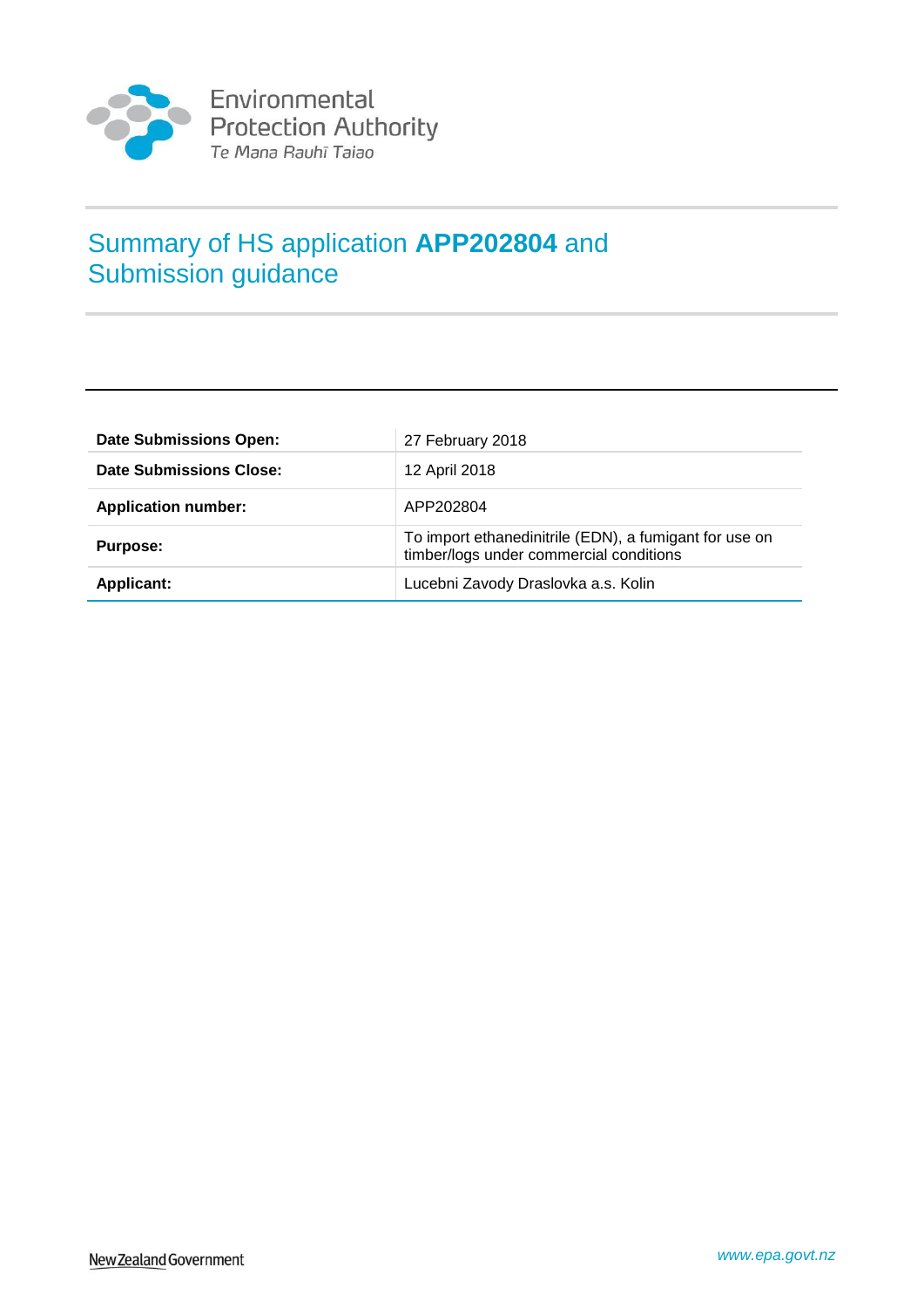Environmental Protection Authority
*Te Mana Rauhī Taiao*

# Summary of HS application **APP202804** and Submission guidance

| | |
|---|---|
| **Date Submissions Open:** | 27 February 2018 |
| **Date Submissions Close:** | 12 April 2018 |
| **Application number:** | APP202804 |
| **Purpose:** | To import ethanedinitrile (EDN), a fumigant for use on timber/logs under commercial conditions |
| **Applicant:** | Lucebni Zavody Draslovka a.s. Kolin |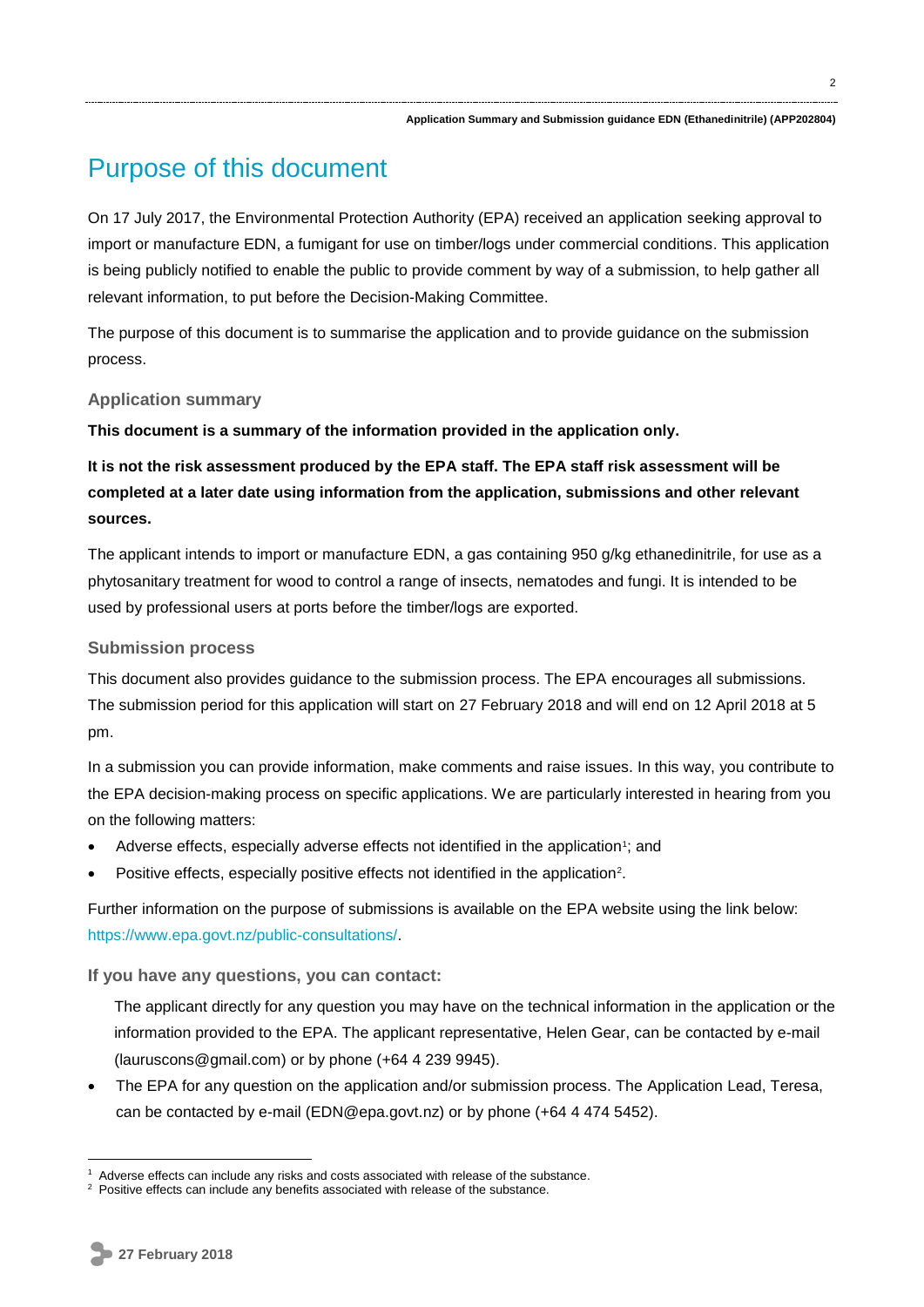# Purpose of this document

On 17 July 2017, the Environmental Protection Authority (EPA) received an application seeking approval to import or manufacture EDN, a fumigant for use on timber/logs under commercial conditions. This application is being publicly notified to enable the public to provide comment by way of a submission, to help gather all relevant information, to put before the Decision-Making Committee.

The purpose of this document is to summarise the application and to provide guidance on the submission process.

### Application summary

**This document is a summary of the information provided in the application only.**

**It is not the risk assessment produced by the EPA staff. The EPA staff risk assessment will be completed at a later date using information from the application, submissions and other relevant sources.**

The applicant intends to import or manufacture EDN, a gas containing 950 g/kg ethanedinitrile, for use as a phytosanitary treatment for wood to control a range of insects, nematodes and fungi. It is intended to be used by professional users at ports before the timber/logs are exported.

### Submission process

This document also provides guidance to the submission process. The EPA encourages all submissions. The submission period for this application will start on 27 February 2018 and will end on 12 April 2018 at 5 pm.

In a submission you can provide information, make comments and raise issues. In this way, you contribute to the EPA decision-making process on specific applications. We are particularly interested in hearing from you on the following matters:

- Adverse effects, especially adverse effects not identified in the application[1]; and
- Positive effects, especially positive effects not identified in the application[2].

Further information on the purpose of submissions is available on the EPA website using the link below: https://www.epa.govt.nz/public-consultations/.

### If you have any questions, you can contact:

- The applicant directly for any question you may have on the technical information in the application or the information provided to the EPA. The applicant representative, Helen Gear, can be contacted by e-mail (lauruscons@gmail.com) or by phone (+64 4 239 9945).
- The EPA for any question on the application and/or submission process. The Application Lead, Teresa, can be contacted by e-mail (EDN@epa.govt.nz) or by phone (+64 4 474 5452).

---

[1] Adverse effects can include any risks and costs associated with release of the substance.

[2] Positive effects can include any benefits associated with release of the substance.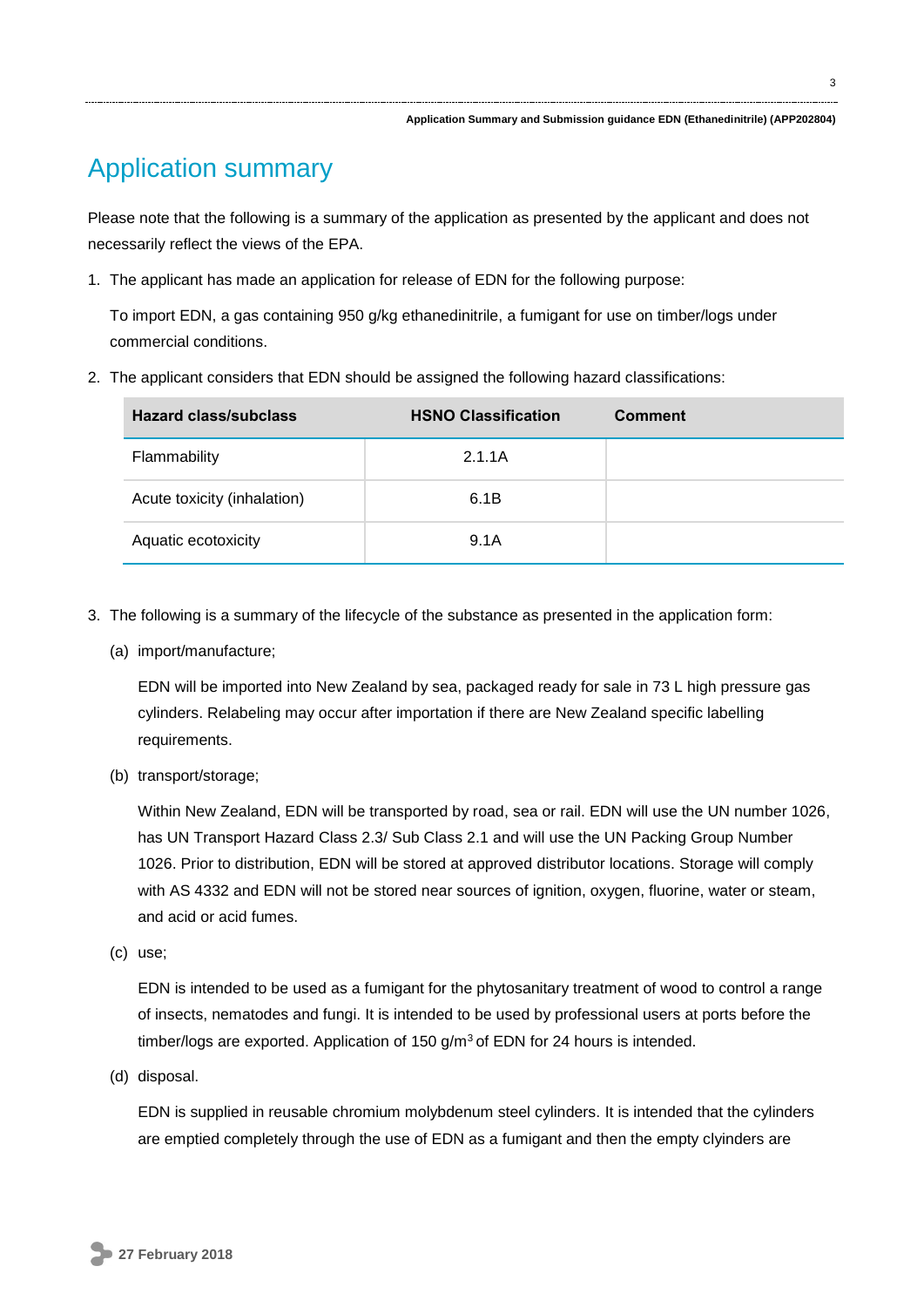# Application summary

Please note that the following is a summary of the application as presented by the applicant and does not necessarily reflect the views of the EPA.

1. The applicant has made an application for release of EDN for the following purpose:

   To import EDN, a gas containing 950 g/kg ethanedinitrile, a fumigant for use on timber/logs under commercial conditions.

2. The applicant considers that EDN should be assigned the following hazard classifications:

| Hazard class/subclass | HSNO Classification | Comment |
|---|---|---|
| Flammability | 2.1.1A | |
| Acute toxicity (inhalation) | 6.1B | |
| Aquatic ecotoxicity | 9.1A | |

3. The following is a summary of the lifecycle of the substance as presented in the application form:

   (a) import/manufacture;

   EDN will be imported into New Zealand by sea, packaged ready for sale in 73 L high pressure gas cylinders. Relabeling may occur after importation if there are New Zealand specific labelling requirements.

   (b) transport/storage;

   Within New Zealand, EDN will be transported by road, sea or rail. EDN will use the UN number 1026, has UN Transport Hazard Class 2.3/ Sub Class 2.1 and will use the UN Packing Group Number 1026. Prior to distribution, EDN will be stored at approved distributor locations. Storage will comply with AS 4332 and EDN will not be stored near sources of ignition, oxygen, fluorine, water or steam, and acid or acid fumes.

   (c) use;

   EDN is intended to be used as a fumigant for the phytosanitary treatment of wood to control a range of insects, nematodes and fungi. It is intended to be used by professional users at ports before the timber/logs are exported. Application of 150 g/m$^3$ of EDN for 24 hours is intended.

   (d) disposal.

   EDN is supplied in reusable chromium molybdenum steel cylinders. It is intended that the cylinders are emptied completely through the use of EDN as a fumigant and then the empty clyinders are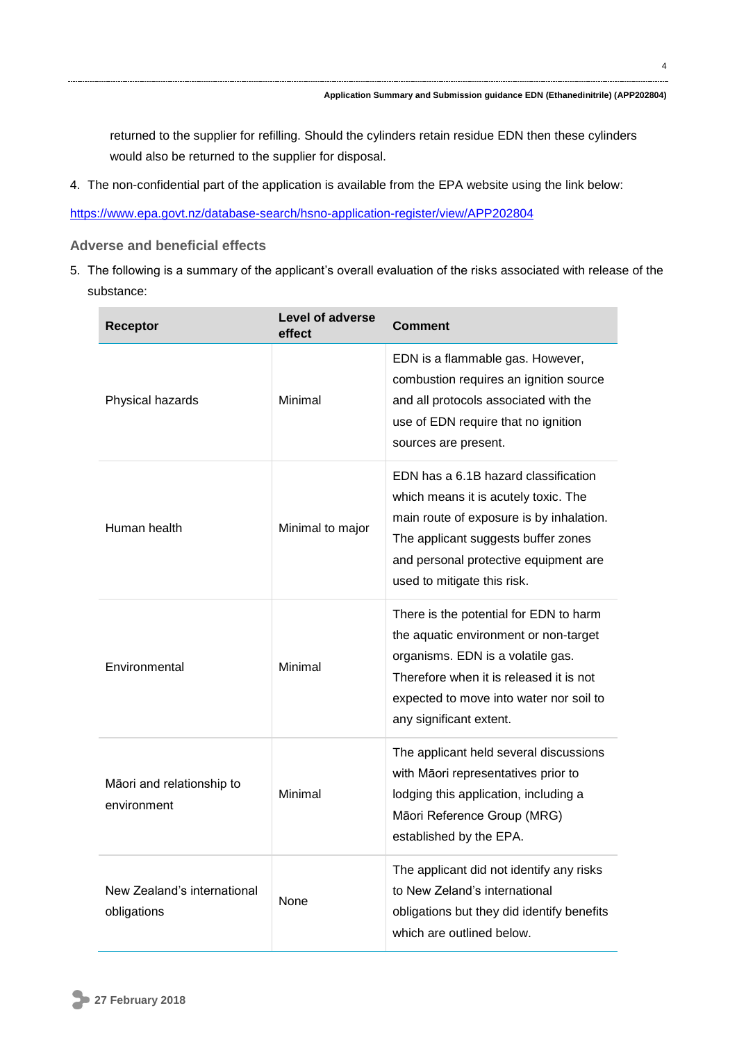returned to the supplier for refilling. Should the cylinders retain residue EDN then these cylinders would also be returned to the supplier for disposal.

4. The non-confidential part of the application is available from the EPA website using the link below:

https://www.epa.govt.nz/database-search/hsno-application-register/view/APP202804

### Adverse and beneficial effects

5. The following is a summary of the applicant's overall evaluation of the risks associated with release of the substance:

| Receptor | Level of adverse effect | Comment |
|---|---|---|
| Physical hazards | Minimal | EDN is a flammable gas. However, combustion requires an ignition source and all protocols associated with the use of EDN require that no ignition sources are present. |
| Human health | Minimal to major | EDN has a 6.1B hazard classification which means it is acutely toxic. The main route of exposure is by inhalation. The applicant suggests buffer zones and personal protective equipment are used to mitigate this risk. |
| Environmental | Minimal | There is the potential for EDN to harm the aquatic environment or non-target organisms. EDN is a volatile gas. Therefore when it is released it is not expected to move into water nor soil to any significant extent. |
| Māori and relationship to environment | Minimal | The applicant held several discussions with Māori representatives prior to lodging this application, including a Māori Reference Group (MRG) established by the EPA. |
| New Zealand's international obligations | None | The applicant did not identify any risks to New Zeland's international obligations but they did identify benefits which are outlined below. |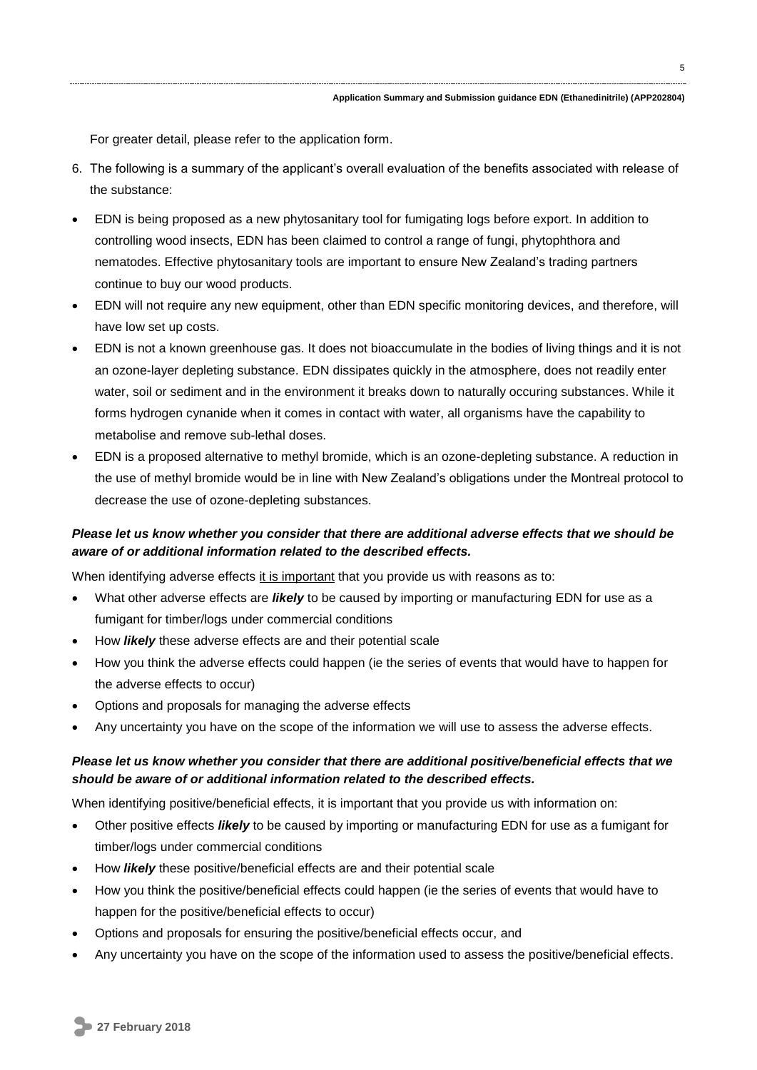For greater detail, please refer to the application form.

6. The following is a summary of the applicant's overall evaluation of the benefits associated with release of the substance:

- EDN is being proposed as a new phytosanitary tool for fumigating logs before export. In addition to controlling wood insects, EDN has been claimed to control a range of fungi, phytophthora and nematodes. Effective phytosanitary tools are important to ensure New Zealand's trading partners continue to buy our wood products.
- EDN will not require any new equipment, other than EDN specific monitoring devices, and therefore, will have low set up costs.
- EDN is not a known greenhouse gas. It does not bioaccumulate in the bodies of living things and it is not an ozone-layer depleting substance. EDN dissipates quickly in the atmosphere, does not readily enter water, soil or sediment and in the environment it breaks down to naturally occuring substances. While it forms hydrogen cynanide when it comes in contact with water, all organisms have the capability to metabolise and remove sub-lethal doses.
- EDN is a proposed alternative to methyl bromide, which is an ozone-depleting substance. A reduction in the use of methyl bromide would be in line with New Zealand's obligations under the Montreal protocol to decrease the use of ozone-depleting substances.

***Please let us know whether you consider that there are additional adverse effects that we should be aware of or additional information related to the described effects.***

When identifying adverse effects <u>it is important</u> that you provide us with reasons as to:

- What other adverse effects are ***likely*** to be caused by importing or manufacturing EDN for use as a fumigant for timber/logs under commercial conditions
- How ***likely*** these adverse effects are and their potential scale
- How you think the adverse effects could happen (ie the series of events that would have to happen for the adverse effects to occur)
- Options and proposals for managing the adverse effects
- Any uncertainty you have on the scope of the information we will use to assess the adverse effects.

***Please let us know whether you consider that there are additional positive/beneficial effects that we should be aware of or additional information related to the described effects.***

When identifying positive/beneficial effects, it is important that you provide us with information on:

- Other positive effects ***likely*** to be caused by importing or manufacturing EDN for use as a fumigant for timber/logs under commercial conditions
- How ***likely*** these positive/beneficial effects are and their potential scale
- How you think the positive/beneficial effects could happen (ie the series of events that would have to happen for the positive/beneficial effects to occur)
- Options and proposals for ensuring the positive/beneficial effects occur, and
- Any uncertainty you have on the scope of the information used to assess the positive/beneficial effects.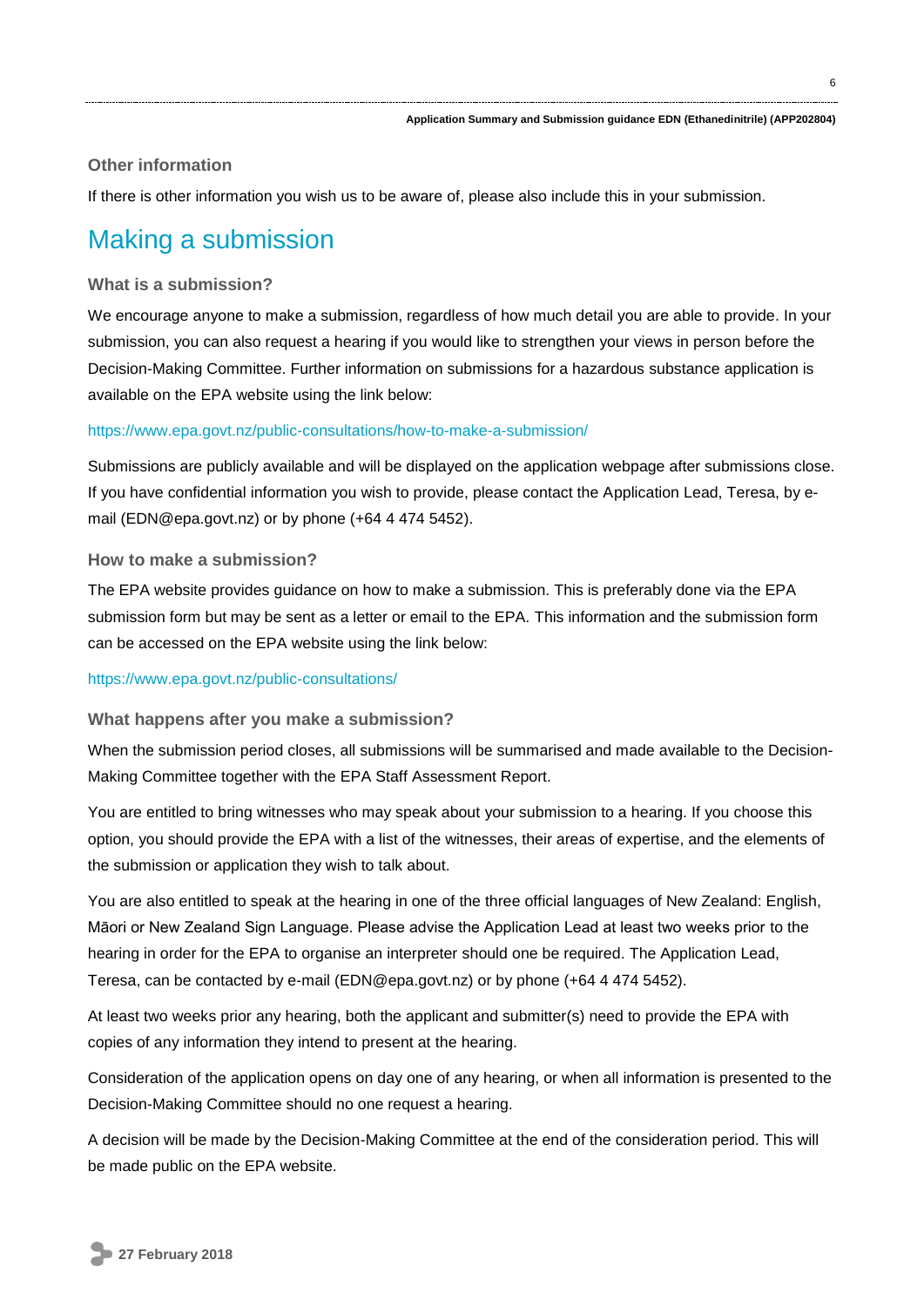### Other information

If there is other information you wish us to be aware of, please also include this in your submission.

## Making a submission

### What is a submission?

We encourage anyone to make a submission, regardless of how much detail you are able to provide. In your submission, you can also request a hearing if you would like to strengthen your views in person before the Decision-Making Committee. Further information on submissions for a hazardous substance application is available on the EPA website using the link below:

https://www.epa.govt.nz/public-consultations/how-to-make-a-submission/

Submissions are publicly available and will be displayed on the application webpage after submissions close. If you have confidential information you wish to provide, please contact the Application Lead, Teresa, by e-mail (EDN@epa.govt.nz) or by phone (+64 4 474 5452).

### How to make a submission?

The EPA website provides guidance on how to make a submission. This is preferably done via the EPA submission form but may be sent as a letter or email to the EPA. This information and the submission form can be accessed on the EPA website using the link below:

https://www.epa.govt.nz/public-consultations/

### What happens after you make a submission?

When the submission period closes, all submissions will be summarised and made available to the Decision-Making Committee together with the EPA Staff Assessment Report.

You are entitled to bring witnesses who may speak about your submission to a hearing. If you choose this option, you should provide the EPA with a list of the witnesses, their areas of expertise, and the elements of the submission or application they wish to talk about.

You are also entitled to speak at the hearing in one of the three official languages of New Zealand: English, Māori or New Zealand Sign Language. Please advise the Application Lead at least two weeks prior to the hearing in order for the EPA to organise an interpreter should one be required. The Application Lead, Teresa, can be contacted by e-mail (EDN@epa.govt.nz) or by phone (+64 4 474 5452).

At least two weeks prior any hearing, both the applicant and submitter(s) need to provide the EPA with copies of any information they intend to present at the hearing.

Consideration of the application opens on day one of any hearing, or when all information is presented to the Decision-Making Committee should no one request a hearing.

A decision will be made by the Decision-Making Committee at the end of the consideration period. This will be made public on the EPA website.